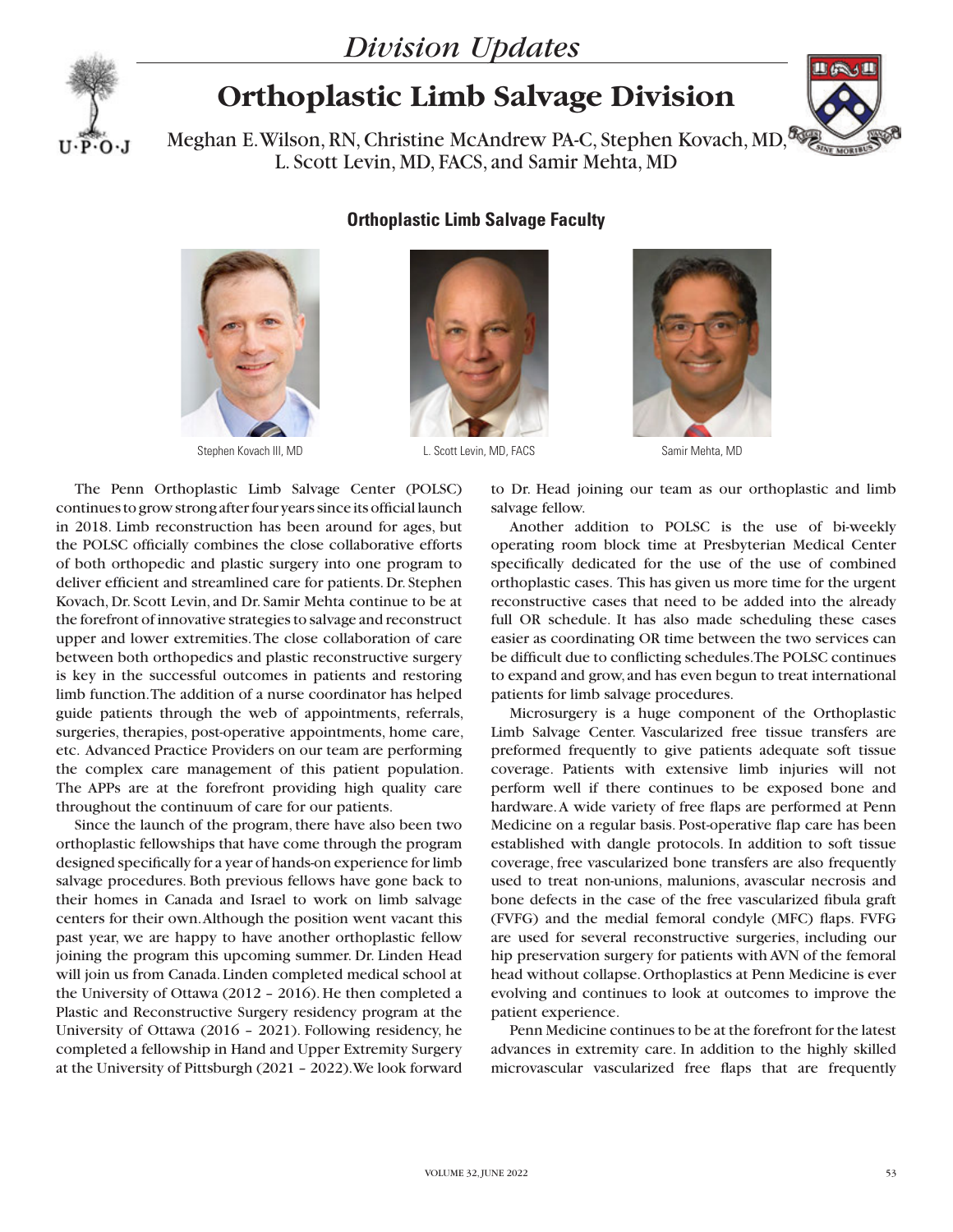# Division Updates

# Orthoplastic Limb Salvage Division

Meghan E. Wilson, RN, Christine McAndrew PA-C, Stephen Kovach, MD, L. Scott Levin, MD, FACS, and Samir Mehta, MD

### Orthoplastic Limb Salvage Faculty

Stephen Kovach III, MD

L. Scott Levin, MD, FACS

Samir Mehta, MD

The Penn Orthoplastic Limb Salvage Center (POLSC) continues to grow strong after four years since its official launch in 2018. Limb reconstruction has been around for ages, but the POLSC officially combines the close collaborative efforts of both orthopedic and plastic surgery into one program to deliver efficient and streamlined care for patients. Dr. Stephen Kovach, Dr. Scott Levin, and Dr. Samir Mehta continue to be at the forefront of innovative strategies to salvage and reconstruct upper and lower extremities. The close collaboration of care between both orthopedics and plastic reconstructive surgery is key in the successful outcomes in patients and restoring limb function. The addition of a nurse coordinator has helped guide patients through the web of appointments, referrals, surgeries, therapies, post-operative appointments, home care, etc. Advanced Practice Providers on our team are performing the complex care management of this patient population. The APPs are at the forefront providing high quality care throughout the continuum of care for our patients.

Since the launch of the program, there have also been two orthoplastic fellowships that have come through the program designed specifically for a year of hands-on experience for limb salvage procedures. Both previous fellows have gone back to their homes in Canada and Israel to work on limb salvage centers for their own. Although the position went vacant this past year, we are happy to have another orthoplastic fellow joining the program this upcoming summer. Dr. Linden Head will join us from Canada. Linden completed medical school at the University of Ottawa (2012 – 2016). He then completed a Plastic and Reconstructive Surgery residency program at the University of Ottawa (2016 – 2021). Following residency, he completed a fellowship in Hand and Upper Extremity Surgery at the University of Pittsburgh (2021 – 2022). We look forward to Dr. Head joining our team as our orthoplastic and limb salvage fellow.

Another addition to POLSC is the use of bi-weekly operating room block time at Presbyterian Medical Center specifically dedicated for the use of the use of combined orthoplastic cases. This has given us more time for the urgent reconstructive cases that need to be added into the already full OR schedule. It has also made scheduling these cases easier as coordinating OR time between the two services can be difficult due to conflicting schedules. The POLSC continues to expand and grow, and has even begun to treat international patients for limb salvage procedures.

Microsurgery is a huge component of the Orthoplastic Limb Salvage Center. Vascularized free tissue transfers are preformed frequently to give patients adequate soft tissue coverage. Patients with extensive limb injuries will not perform well if there continues to be exposed bone and hardware. A wide variety of free flaps are performed at Penn Medicine on a regular basis. Post-operative flap care has been established with dangle protocols. In addition to soft tissue coverage, free vascularized bone transfers are also frequently used to treat non-unions, malunions, avascular necrosis and bone defects in the case of the free vascularized fibula graft (FVFG) and the medial femoral condyle (MFC) flaps. FVFG are used for several reconstructive surgeries, including our hip preservation surgery for patients with AVN of the femoral head without collapse. Orthoplastics at Penn Medicine is ever evolving and continues to look at outcomes to improve the patient experience.

Penn Medicine continues to be at the forefront for the latest advances in extremity care. In addition to the highly skilled microvascular vascularized free flaps that are frequently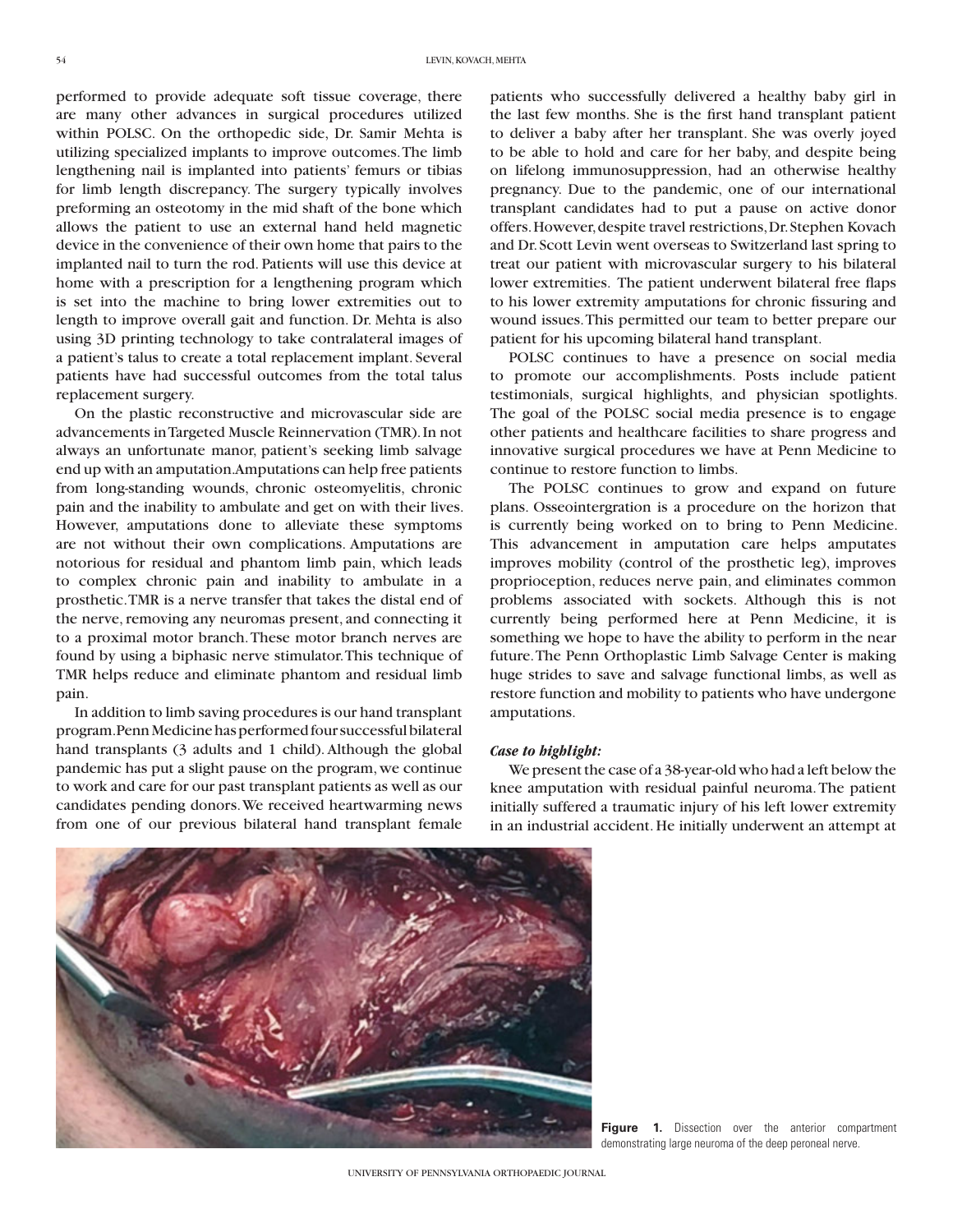performed to provide adequate soft tissue coverage, there are many other advances in surgical procedures utilized within POLSC. On the orthopedic side, Dr. Samir Mehta is utilizing specialized implants to improve outcomes. The limb lengthening nail is implanted into patients' femurs or tibias for limb length discrepancy. The surgery typically involves preforming an osteotomy in the mid shaft of the bone which allows the patient to use an external hand held magnetic device in the convenience of their own home that pairs to the implanted nail to turn the rod. Patients will use this device at home with a prescription for a lengthening program which is set into the machine to bring lower extremities out to length to improve overall gait and function. Dr. Mehta is also using 3D printing technology to take contralateral images of a patient's talus to create a total replacement implant. Several patients have had successful outcomes from the total talus replacement surgery.

On the plastic reconstructive and microvascular side are advancements in Targeted Muscle Reinnervation (TMR). In not always an unfortunate manor, patient's seeking limb salvage end up with an amputation. Amputations can help free patients from long-standing wounds, chronic osteomyelitis, chronic pain and the inability to ambulate and get on with their lives. However, amputations done to alleviate these symptoms are not without their own complications. Amputations are notorious for residual and phantom limb pain, which leads to complex chronic pain and inability to ambulate in a prosthetic. TMR is a nerve transfer that takes the distal end of the nerve, removing any neuromas present, and connecting it to a proximal motor branch. These motor branch nerves are found by using a biphasic nerve stimulator. This technique of TMR helps reduce and eliminate phantom and residual limb pain.

In addition to limb saving procedures is our hand transplant program. Penn Medicine has performed four successful bilateral hand transplants (3 adults and 1 child). Although the global pandemic has put a slight pause on the program, we continue to work and care for our past transplant patients as well as our candidates pending donors. We received heartwarming news from one of our previous bilateral hand transplant female patients who successfully delivered a healthy baby girl in the last few months. She is the first hand transplant patient to deliver a baby after her transplant. She was overly joyed to be able to hold and care for her baby, and despite being on lifelong immunosuppression, had an otherwise healthy pregnancy. Due to the pandemic, one of our international transplant candidates had to put a pause on active donor offers. However, despite travel restrictions, Dr. Stephen Kovach and Dr. Scott Levin went overseas to Switzerland last spring to treat our patient with microvascular surgery to his bilateral lower extremities. The patient underwent bilateral free flaps to his lower extremity amputations for chronic fissuring and wound issues. This permitted our team to better prepare our patient for his upcoming bilateral hand transplant.

POLSC continues to have a presence on social media to promote our accomplishments. Posts include patient testimonials, surgical highlights, and physician spotlights. The goal of the POLSC social media presence is to engage other patients and healthcare facilities to share progress and innovative surgical procedures we have at Penn Medicine to continue to restore function to limbs.

The POLSC continues to grow and expand on future plans. Osseointergration is a procedure on the horizon that is currently being worked on to bring to Penn Medicine. This advancement in amputation care helps amputates improves mobility (control of the prosthetic leg), improves proprioception, reduces nerve pain, and eliminates common problems associated with sockets. Although this is not currently being performed here at Penn Medicine, it is something we hope to have the ability to perform in the near future. The Penn Orthoplastic Limb Salvage Center is making huge strides to save and salvage functional limbs, as well as restore function and mobility to patients who have undergone amputations.

***Case to highlight:***

We present the case of a 38-year-old who had a left below the knee amputation with residual painful neuroma. The patient initially suffered a traumatic injury of his left lower extremity in an industrial accident. He initially underwent an attempt at

**Figure 1.** Dissection over the anterior compartment demonstrating large neuroma of the deep peroneal nerve.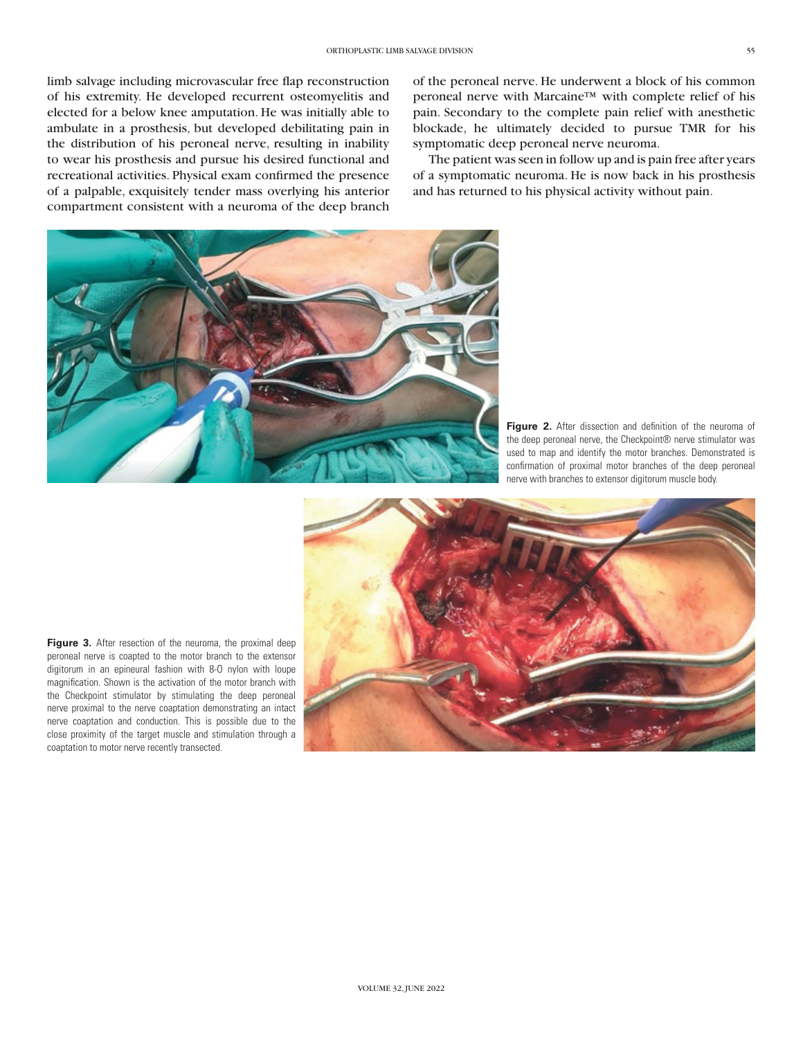limb salvage including microvascular free flap reconstruction of his extremity. He developed recurrent osteomyelitis and elected for a below knee amputation. He was initially able to ambulate in a prosthesis, but developed debilitating pain in the distribution of his peroneal nerve, resulting in inability to wear his prosthesis and pursue his desired functional and recreational activities. Physical exam confirmed the presence of a palpable, exquisitely tender mass overlying his anterior compartment consistent with a neuroma of the deep branch of the peroneal nerve. He underwent a block of his common peroneal nerve with Marcaine™ with complete relief of his pain. Secondary to the complete pain relief with anesthetic blockade, he ultimately decided to pursue TMR for his symptomatic deep peroneal nerve neuroma.

The patient was seen in follow up and is pain free after years of a symptomatic neuroma. He is now back in his prosthesis and has returned to his physical activity without pain.

**Figure 2.** After dissection and definition of the neuroma of the deep peroneal nerve, the Checkpoint® nerve stimulator was used to map and identify the motor branches. Demonstrated is confirmation of proximal motor branches of the deep peroneal nerve with branches to extensor digitorum muscle body.

**Figure 3.** After resection of the neuroma, the proximal deep peroneal nerve is coapted to the motor branch to the extensor digitorum in an epineural fashion with 8-0 nylon with loupe magnification. Shown is the activation of the motor branch with the Checkpoint stimulator by stimulating the deep peroneal nerve proximal to the nerve coaptation demonstrating an intact nerve coaptation and conduction. This is possible due to the close proximity of the target muscle and stimulation through a coaptation to motor nerve recently transected.